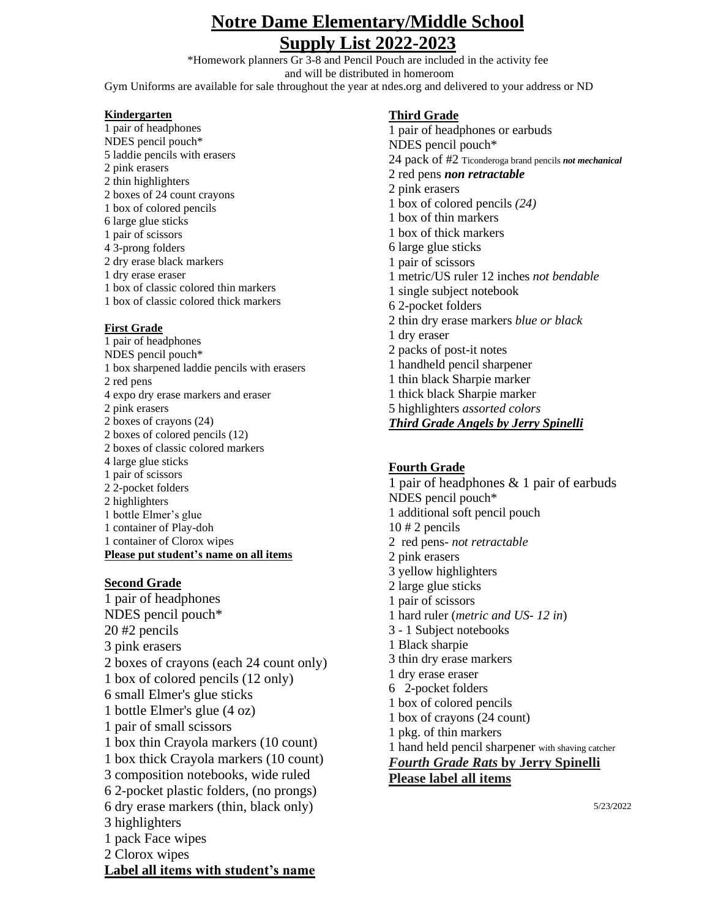# Notre Dame Elementary/Middle School

# Supply List 2022-2023

*Homework planners Gr 3-8 and Pencil Pouch are included in the activity fee
and will be distributed in homeroom

Gym Uniforms are available for sale throughout the year at ndes.org and delivered to your address or ND

### Kindergarten

1 pair of headphones
NDES pencil pouch*
5 laddie pencils with erasers
2 pink erasers
2 thin highlighters
2 boxes of 24 count crayons
1 box of colored pencils
6 large glue sticks
1 pair of scissors
4 3-prong folders
2 dry erase black markers
1 dry erase eraser
1 box of classic colored thin markers
1 box of classic colored thick markers

### First Grade

1 pair of headphones
NDES pencil pouch*
1 box sharpened laddie pencils with erasers
2 red pens
4 expo dry erase markers and eraser
2 pink erasers
2 boxes of crayons (24)
2 boxes of colored pencils (12)
2 boxes of classic colored markers
4 large glue sticks
1 pair of scissors
2 2-pocket folders
2 highlighters
1 bottle Elmer's glue
1 container of Play-doh
1 container of Clorox wipes

**Please put student's name on all items**

### Second Grade

1 pair of headphones
NDES pencil pouch*
20 #2 pencils
3 pink erasers
2 boxes of crayons (each 24 count only)
1 box of colored pencils (12 only)
6 small Elmer's glue sticks
1 bottle Elmer's glue (4 oz)
1 pair of small scissors
1 box thin Crayola markers (10 count)
1 box thick Crayola markers (10 count)
3 composition notebooks, wide ruled
6 2-pocket plastic folders, (no prongs)
6 dry erase markers (thin, black only)
3 highlighters
1 pack Face wipes
2 Clorox wipes

**Label all items with student's name**

### Third Grade

1 pair of headphones or earbuds
NDES pencil pouch*
24 pack of #2 Ticonderoga brand pencils ***not mechanical***
2 red pens ***non retractable***
2 pink erasers
1 box of colored pencils *(24)*
1 box of thin markers
1 box of thick markers
6 large glue sticks
1 pair of scissors
1 metric/US ruler 12 inches *not bendable*
1 single subject notebook
6 2-pocket folders
2 thin dry erase markers *blue or black*
1 dry eraser
2 packs of post-it notes
1 handheld pencil sharpener
1 thin black Sharpie marker
1 thick black Sharpie marker
5 highlighters *assorted colors*
***Third Grade Angels by Jerry Spinelli***

### Fourth Grade

1 pair of headphones & 1 pair of earbuds
NDES pencil pouch*
1 additional soft pencil pouch
10 # 2 pencils
2 red pens- *not retractable*
2 pink erasers
3 yellow highlighters
2 large glue sticks
1 pair of scissors
1 hard ruler (*metric and US- 12 in*)
3 - 1 Subject notebooks
1 Black sharpie
3 thin dry erase markers
1 dry erase eraser
6 2-pocket folders
1 box of colored pencils
1 box of crayons (24 count)
1 pkg. of thin markers
1 hand held pencil sharpener with shaving catcher
***Fourth Grade Rats* by Jerry Spinelli**
**Please label all items**

5/23/2022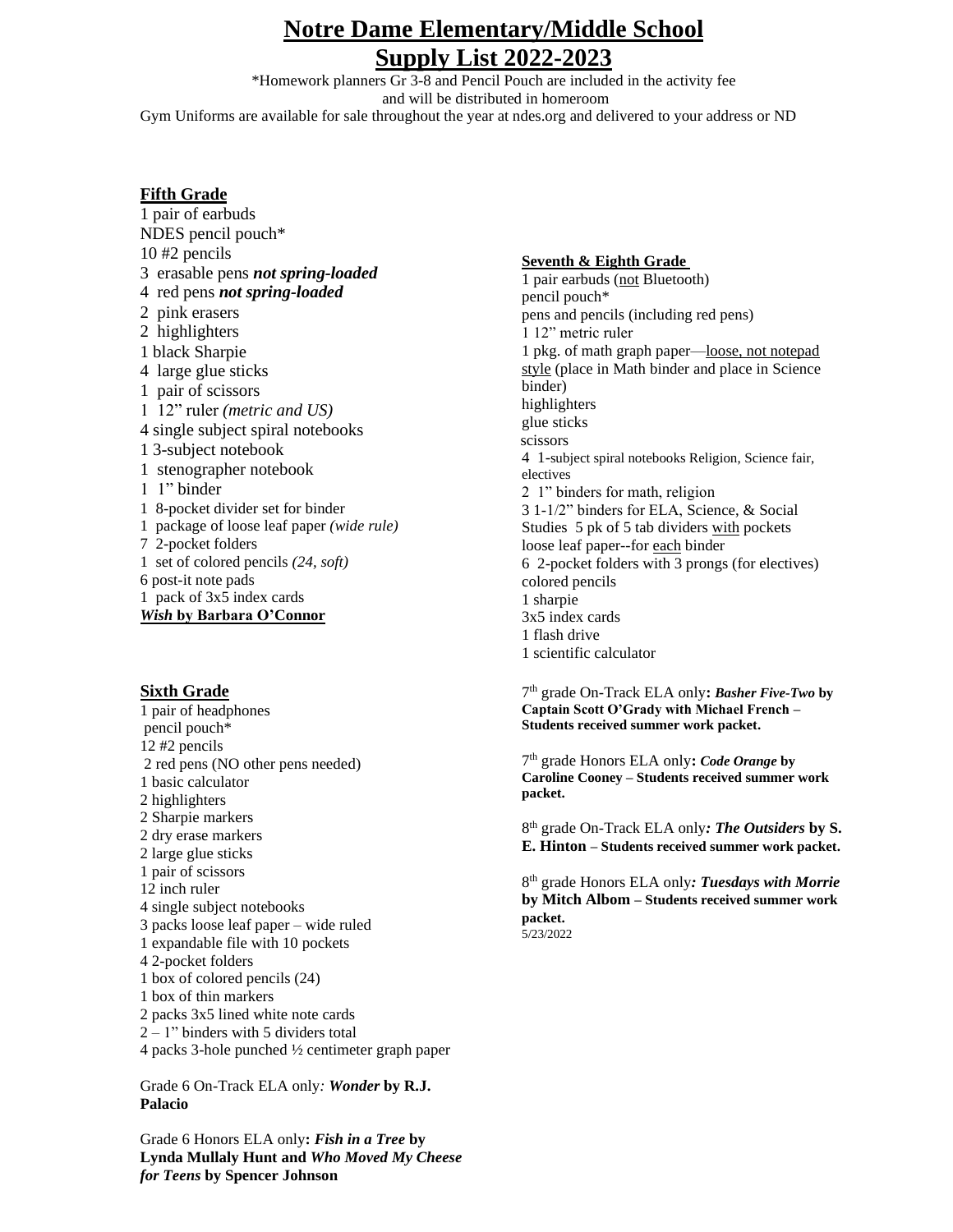# Notre Dame Elementary/Middle School
# Supply List 2022-2023

*Homework planners Gr 3-8 and Pencil Pouch are included in the activity fee and will be distributed in homeroom

Gym Uniforms are available for sale throughout the year at ndes.org and delivered to your address or ND

### Fifth Grade

1 pair of earbuds
NDES pencil pouch*
10 #2 pencils
3 erasable pens ***not spring-loaded***
4 red pens ***not spring-loaded***
2 pink erasers
2 highlighters
1 black Sharpie
4 large glue sticks
1 pair of scissors
1 12" ruler *(metric and US)*
4 single subject spiral notebooks
1 3-subject notebook
1 stenographer notebook
1 1" binder
1 8-pocket divider set for binder
1 package of loose leaf paper *(wide rule)*
7 2-pocket folders
1 set of colored pencils *(24, soft)*
6 post-it note pads
1 pack of 3x5 index cards
***Wish* by Barbara O'Connor**

### Sixth Grade

1 pair of headphones
pencil pouch*
12 #2 pencils
2 red pens (NO other pens needed)
1 basic calculator
2 highlighters
2 Sharpie markers
2 dry erase markers
2 large glue sticks
1 pair of scissors
12 inch ruler
4 single subject notebooks
3 packs loose leaf paper – wide ruled
1 expandable file with 10 pockets
4 2-pocket folders
1 box of colored pencils (24)
1 box of thin markers
2 packs 3x5 lined white note cards
2 – 1" binders with 5 dividers total
4 packs 3-hole punched ½ centimeter graph paper

Grade 6 On-Track ELA only: ***Wonder* by R.J. Palacio**

Grade 6 Honors ELA only**: *Fish in a Tree* by Lynda Mullaly Hunt and *Who Moved My Cheese for Teens* by Spencer Johnson**

### Seventh & Eighth Grade

1 pair earbuds (not Bluetooth)
pencil pouch*
pens and pencils (including red pens)
1 12" metric ruler
1 pkg. of math graph paper—loose, not notepad style (place in Math binder and place in Science binder)
highlighters
glue sticks
scissors
4 1-subject spiral notebooks Religion, Science fair, electives
2 1" binders for math, religion
3 1-1/2" binders for ELA, Science, & Social Studies 5 pk of 5 tab dividers with pockets
loose leaf paper--for each binder
6 2-pocket folders with 3 prongs (for electives)
colored pencils
1 sharpie
3x5 index cards
1 flash drive
1 scientific calculator

7th grade On-Track ELA only**: *Basher Five-Two* by Captain Scott O'Grady with Michael French – Students received summer work packet.**

7th grade Honors ELA only**: *Code Orange* by Caroline Cooney – Students received summer work packet.**

8th grade On-Track ELA only***: The Outsiders* by S. E. Hinton – Students received summer work packet.**

8th grade Honors ELA only***: Tuesdays with Morrie* by Mitch Albom – Students received summer work packet.**

5/23/2022